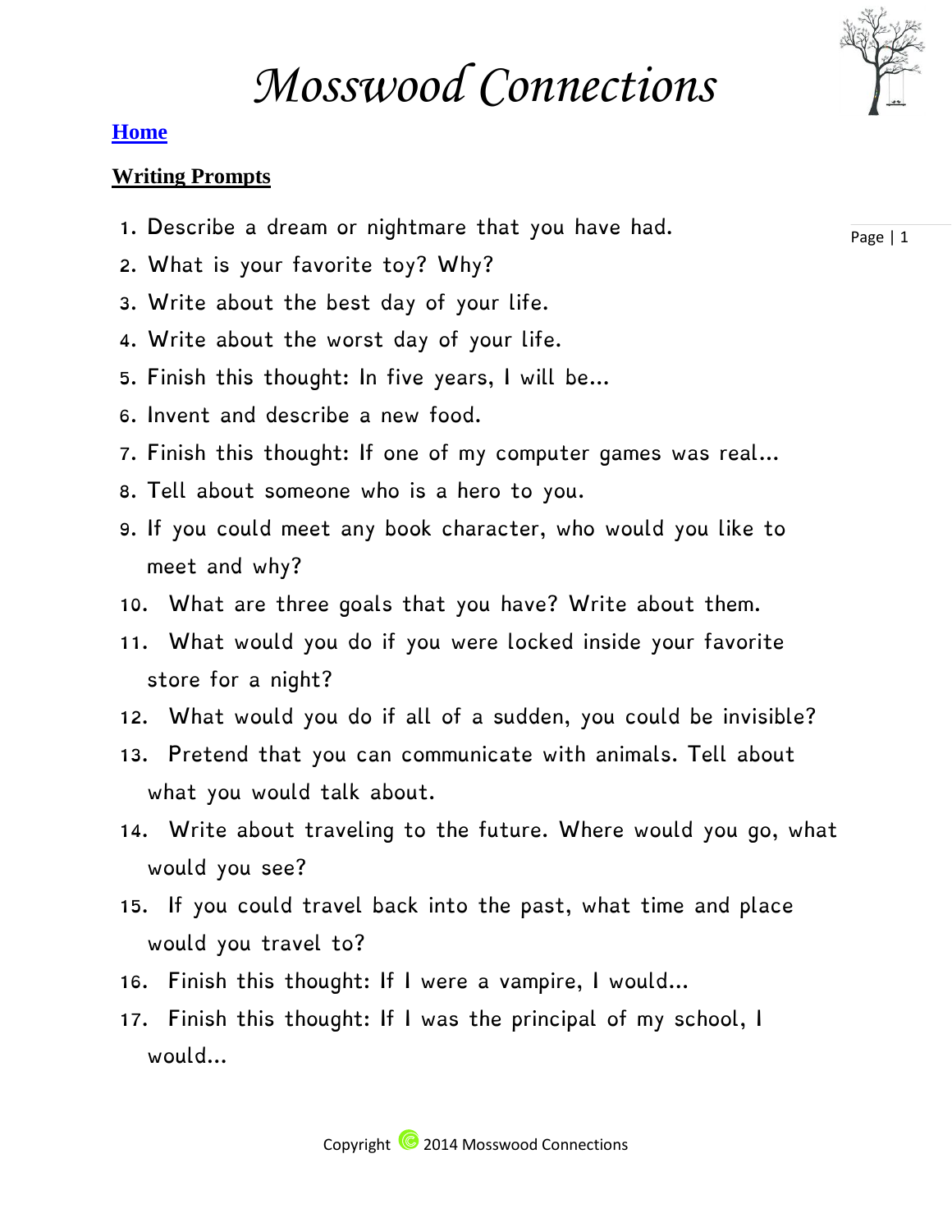# *Mosswood Connections*

**Home**

## Writing Prompts

1. Describe a dream or nightmare that you have had.
2. What is your favorite toy? Why?
3. Write about the best day of your life.
4. Write about the worst day of your life.
5. Finish this thought: In five years, I will be...
6. Invent and describe a new food.
7. Finish this thought: If one of my computer games was real...
8. Tell about someone who is a hero to you.
9. If you could meet any book character, who would you like to meet and why?
10. What are three goals that you have? Write about them.
11. What would you do if you were locked inside your favorite store for a night?
12. What would you do if all of a sudden, you could be invisible?
13. Pretend that you can communicate with animals. Tell about what you would talk about.
14. Write about traveling to the future. Where would you go, what would you see?
15. If you could travel back into the past, what time and place would you travel to?
16. Finish this thought: If I were a vampire, I would...
17. Finish this thought: If I was the principal of my school, I would...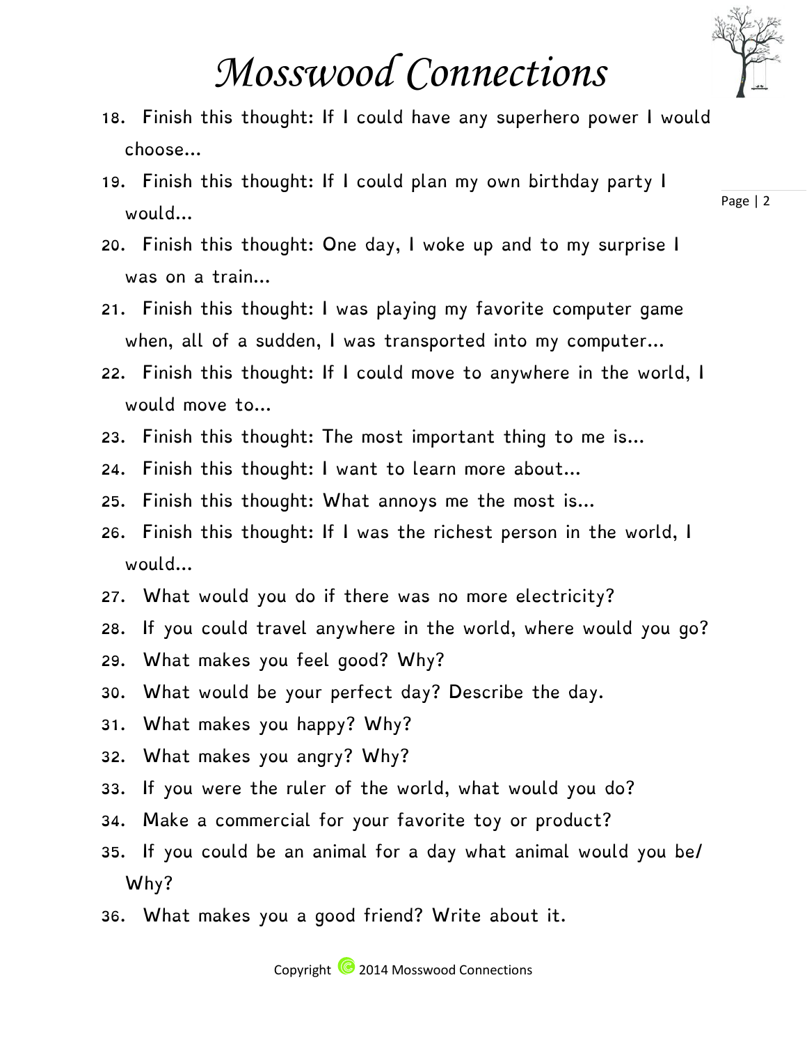# Mosswood Connections

18. Finish this thought: If I could have any superhero power I would choose…
19. Finish this thought: If I could plan my own birthday party I would…
20. Finish this thought: One day, I woke up and to my surprise I was on a train…
21. Finish this thought: I was playing my favorite computer game when, all of a sudden, I was transported into my computer…
22. Finish this thought: If I could move to anywhere in the world, I would move to…
23. Finish this thought: The most important thing to me is…
24. Finish this thought: I want to learn more about…
25. Finish this thought: What annoys me the most is…
26. Finish this thought: If I was the richest person in the world, I would…
27. What would you do if there was no more electricity?
28. If you could travel anywhere in the world, where would you go?
29. What makes you feel good? Why?
30. What would be your perfect day? Describe the day.
31. What makes you happy? Why?
32. What makes you angry? Why?
33. If you were the ruler of the world, what would you do?
34. Make a commercial for your favorite toy or product?
35. If you could be an animal for a day what animal would you be/ Why?
36. What makes you a good friend? Write about it.

Copyright © 2014 Mosswood Connections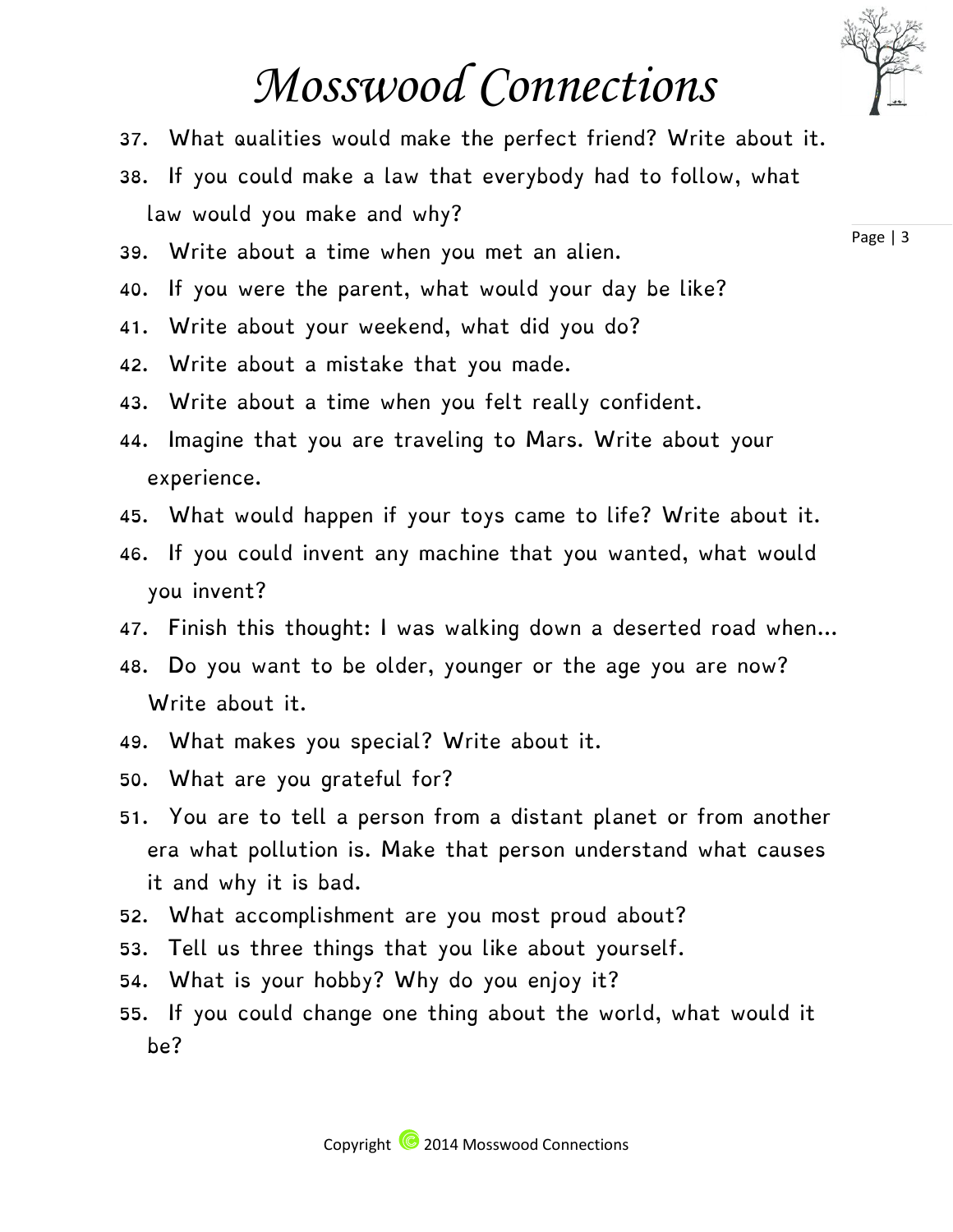# Mosswood Connections

37. What qualities would make the perfect friend? Write about it.
38. If you could make a law that everybody had to follow, what law would you make and why?
39. Write about a time when you met an alien.
40. If you were the parent, what would your day be like?
41. Write about your weekend, what did you do?
42. Write about a mistake that you made.
43. Write about a time when you felt really confident.
44. Imagine that you are traveling to Mars. Write about your experience.
45. What would happen if your toys came to life? Write about it.
46. If you could invent any machine that you wanted, what would you invent?
47. Finish this thought: I was walking down a deserted road when…
48. Do you want to be older, younger or the age you are now? Write about it.
49. What makes you special? Write about it.
50. What are you grateful for?
51. You are to tell a person from a distant planet or from another era what pollution is. Make that person understand what causes it and why it is bad.
52. What accomplishment are you most proud about?
53. Tell us three things that you like about yourself.
54. What is your hobby? Why do you enjoy it?
55. If you could change one thing about the world, what would it be?

Copyright © 2014 Mosswood Connections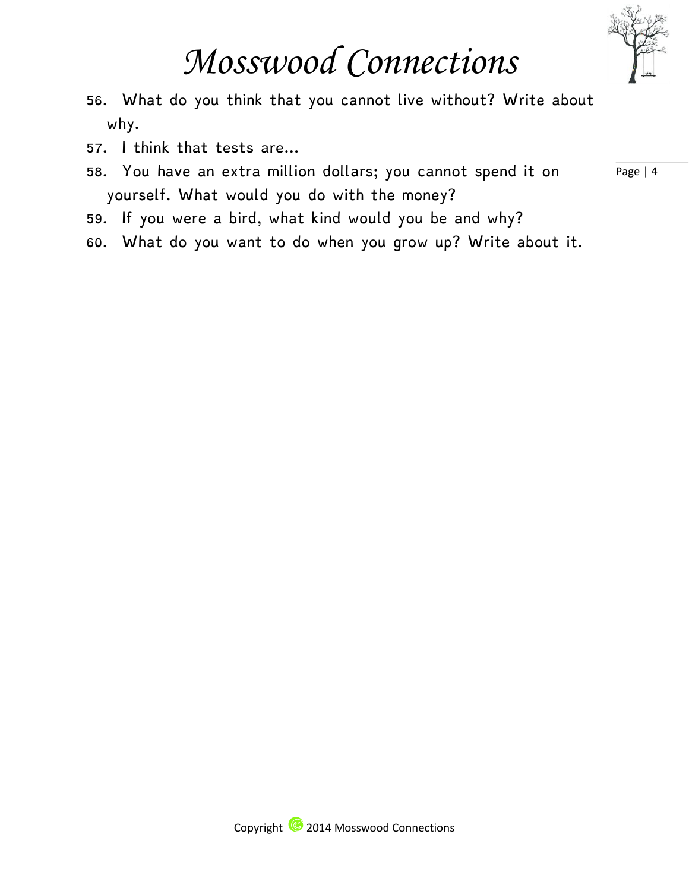56. What do you think that you cannot live without? Write about why.
57. I think that tests are...
58. You have an extra million dollars; you cannot spend it on yourself. What would you do with the money?
59. If you were a bird, what kind would you be and why?
60. What do you want to do when you grow up? Write about it.